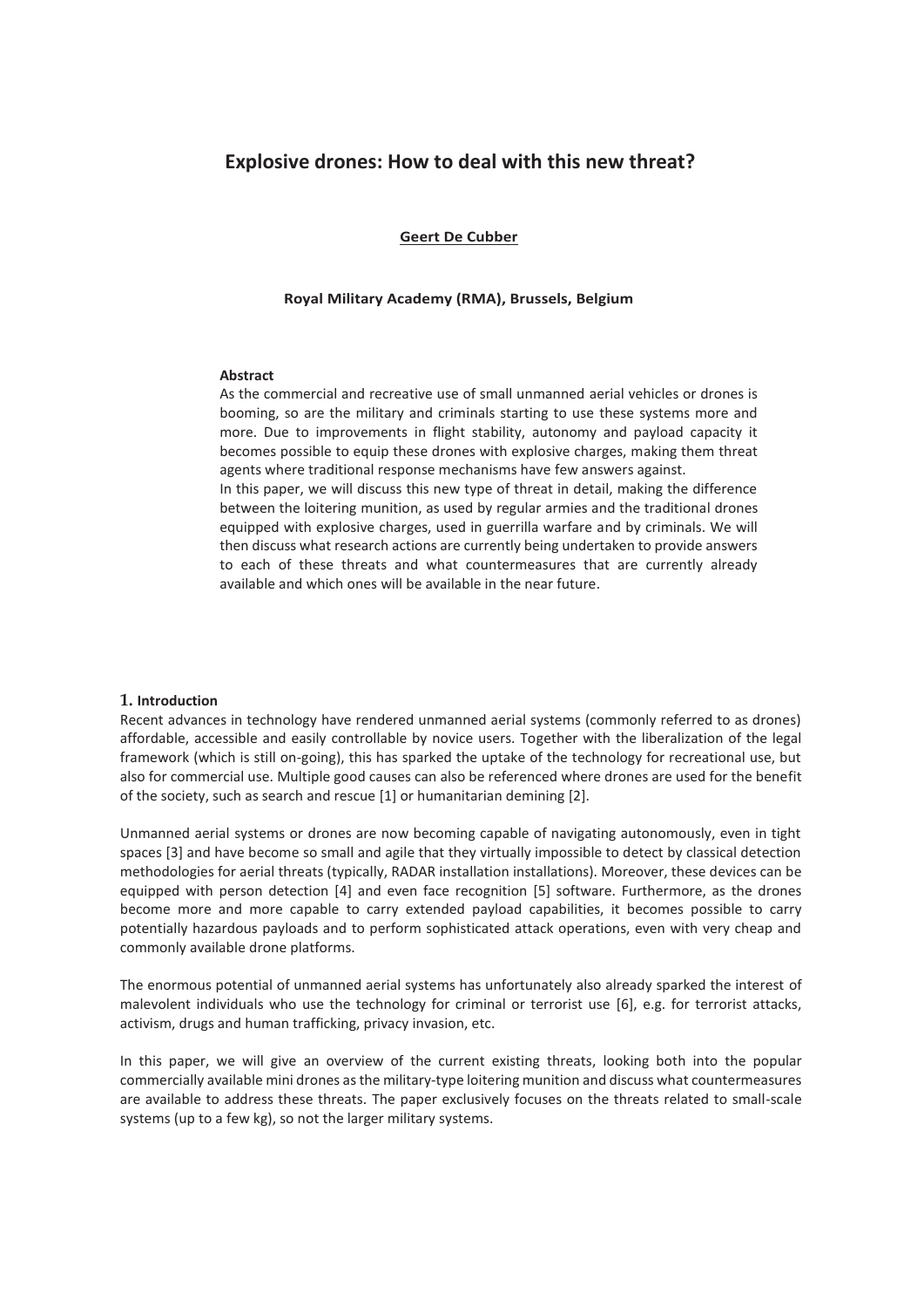# Explosive drones: How to deal with this new threat?

**Geert De Cubber**

**Royal Military Academy (RMA), Brussels, Belgium**

**Abstract**

As the commercial and recreative use of small unmanned aerial vehicles or drones is booming, so are the military and criminals starting to use these systems more and more. Due to improvements in flight stability, autonomy and payload capacity it becomes possible to equip these drones with explosive charges, making them threat agents where traditional response mechanisms have few answers against.

In this paper, we will discuss this new type of threat in detail, making the difference between the loitering munition, as used by regular armies and the traditional drones equipped with explosive charges, used in guerrilla warfare and by criminals. We will then discuss what research actions are currently being undertaken to provide answers to each of these threats and what countermeasures that are currently already available and which ones will be available in the near future.

## 1. Introduction

Recent advances in technology have rendered unmanned aerial systems (commonly referred to as drones) affordable, accessible and easily controllable by novice users. Together with the liberalization of the legal framework (which is still on-going), this has sparked the uptake of the technology for recreational use, but also for commercial use. Multiple good causes can also be referenced where drones are used for the benefit of the society, such as search and rescue [1] or humanitarian demining [2].

Unmanned aerial systems or drones are now becoming capable of navigating autonomously, even in tight spaces [3] and have become so small and agile that they virtually impossible to detect by classical detection methodologies for aerial threats (typically, RADAR installation installations). Moreover, these devices can be equipped with person detection [4] and even face recognition [5] software. Furthermore, as the drones become more and more capable to carry extended payload capabilities, it becomes possible to carry potentially hazardous payloads and to perform sophisticated attack operations, even with very cheap and commonly available drone platforms.

The enormous potential of unmanned aerial systems has unfortunately also already sparked the interest of malevolent individuals who use the technology for criminal or terrorist use [6], e.g. for terrorist attacks, activism, drugs and human trafficking, privacy invasion, etc.

In this paper, we will give an overview of the current existing threats, looking both into the popular commercially available mini drones as the military-type loitering munition and discuss what countermeasures are available to address these threats. The paper exclusively focuses on the threats related to small-scale systems (up to a few kg), so not the larger military systems.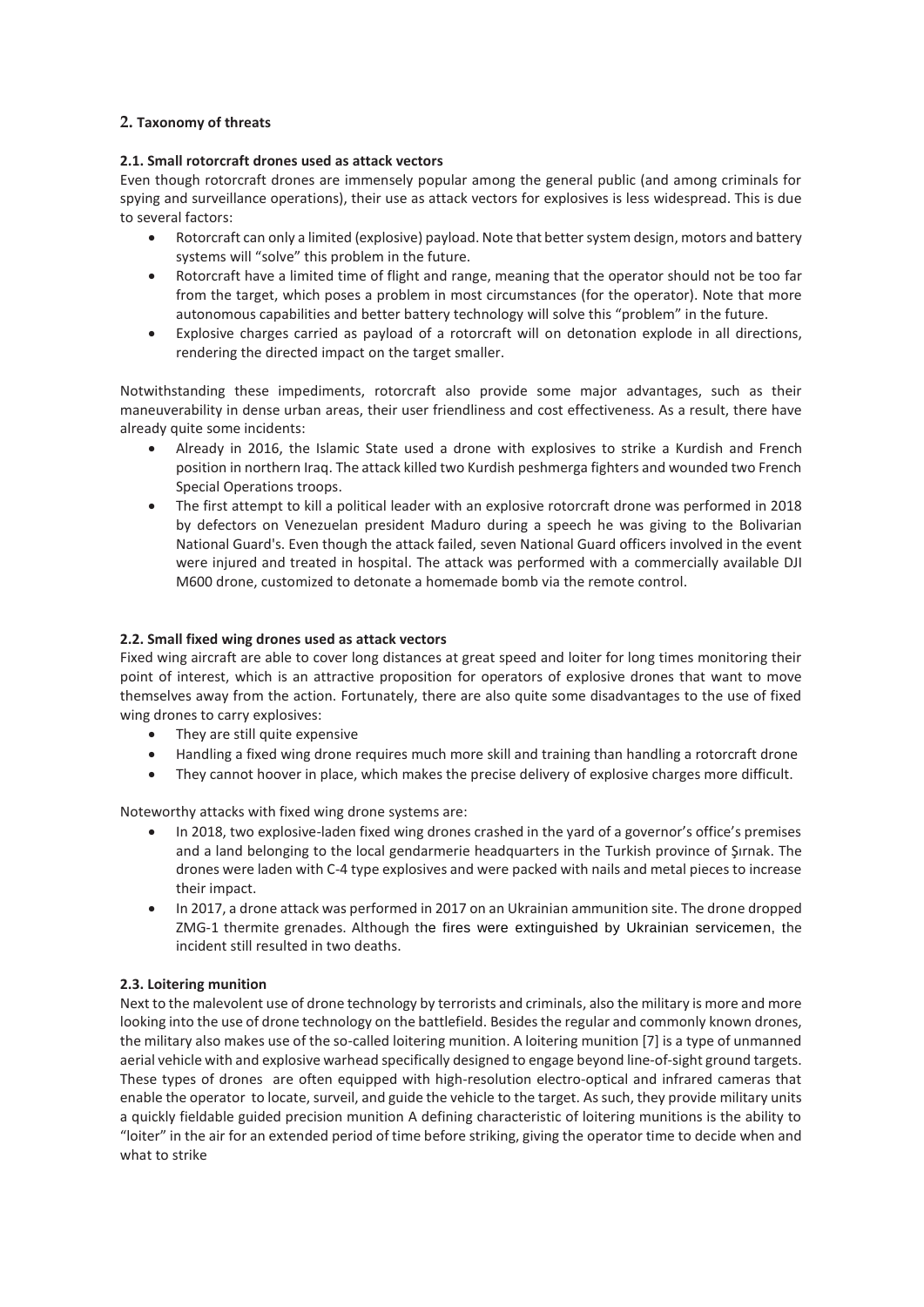## 2. Taxonomy of threats

### 2.1. Small rotorcraft drones used as attack vectors

Even though rotorcraft drones are immensely popular among the general public (and among criminals for spying and surveillance operations), their use as attack vectors for explosives is less widespread. This is due to several factors:

- Rotorcraft can only a limited (explosive) payload. Note that better system design, motors and battery systems will "solve" this problem in the future.
- Rotorcraft have a limited time of flight and range, meaning that the operator should not be too far from the target, which poses a problem in most circumstances (for the operator). Note that more autonomous capabilities and better battery technology will solve this "problem" in the future.
- Explosive charges carried as payload of a rotorcraft will on detonation explode in all directions, rendering the directed impact on the target smaller.

Notwithstanding these impediments, rotorcraft also provide some major advantages, such as their maneuverability in dense urban areas, their user friendliness and cost effectiveness. As a result, there have already quite some incidents:

- Already in 2016, the Islamic State used a drone with explosives to strike a Kurdish and French position in northern Iraq. The attack killed two Kurdish peshmerga fighters and wounded two French Special Operations troops.
- The first attempt to kill a political leader with an explosive rotorcraft drone was performed in 2018 by defectors on Venezuelan president Maduro during a speech he was giving to the Bolivarian National Guard's. Even though the attack failed, seven National Guard officers involved in the event were injured and treated in hospital. The attack was performed with a commercially available DJI M600 drone, customized to detonate a homemade bomb via the remote control.

### 2.2. Small fixed wing drones used as attack vectors

Fixed wing aircraft are able to cover long distances at great speed and loiter for long times monitoring their point of interest, which is an attractive proposition for operators of explosive drones that want to move themselves away from the action. Fortunately, there are also quite some disadvantages to the use of fixed wing drones to carry explosives:

- They are still quite expensive
- Handling a fixed wing drone requires much more skill and training than handling a rotorcraft drone
- They cannot hoover in place, which makes the precise delivery of explosive charges more difficult.

Noteworthy attacks with fixed wing drone systems are:

- In 2018, two explosive-laden fixed wing drones crashed in the yard of a governor's office's premises and a land belonging to the local gendarmerie headquarters in the Turkish province of Şırnak. The drones were laden with C-4 type explosives and were packed with nails and metal pieces to increase their impact.
- In 2017, a drone attack was performed in 2017 on an Ukrainian ammunition site. The drone dropped ZMG-1 thermite grenades. Although the fires were extinguished by Ukrainian servicemen, the incident still resulted in two deaths.

### 2.3. Loitering munition

Next to the malevolent use of drone technology by terrorists and criminals, also the military is more and more looking into the use of drone technology on the battlefield. Besides the regular and commonly known drones, the military also makes use of the so-called loitering munition. A loitering munition [7] is a type of unmanned aerial vehicle with and explosive warhead specifically designed to engage beyond line-of-sight ground targets. These types of drones are often equipped with high-resolution electro-optical and infrared cameras that enable the operator to locate, surveil, and guide the vehicle to the target. As such, they provide military units a quickly fieldable guided precision munition A defining characteristic of loitering munitions is the ability to "loiter" in the air for an extended period of time before striking, giving the operator time to decide when and what to strike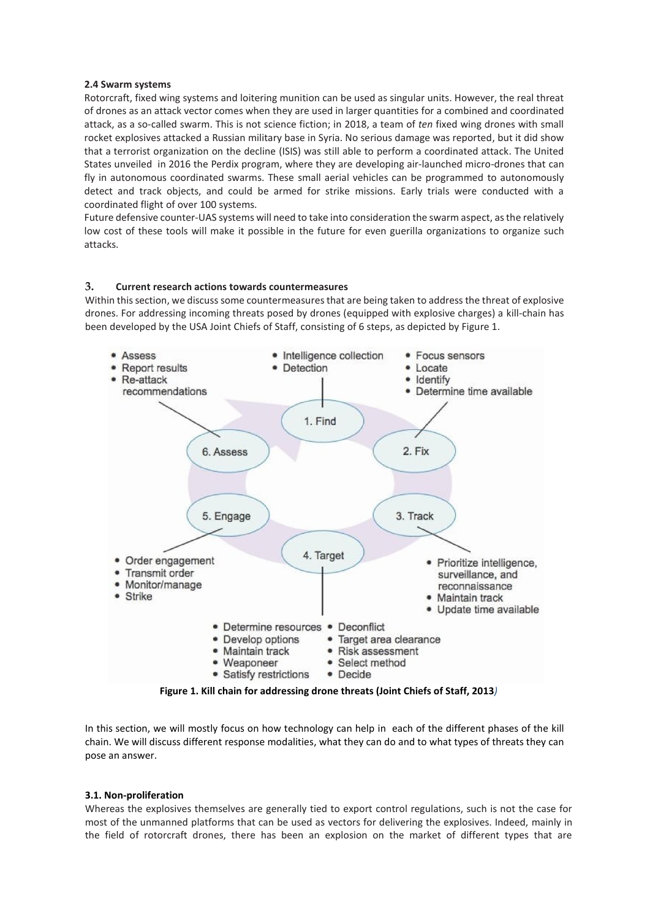### 2.4 Swarm systems

Rotorcraft, fixed wing systems and loitering munition can be used as singular units. However, the real threat of drones as an attack vector comes when they are used in larger quantities for a combined and coordinated attack, as a so-called swarm. This is not science fiction; in 2018, a team of *ten* fixed wing drones with small rocket explosives attacked a Russian military base in Syria. No serious damage was reported, but it did show that a terrorist organization on the decline (ISIS) was still able to perform a coordinated attack. The United States unveiled in 2016 the Perdix program, where they are developing air-launched micro-drones that can fly in autonomous coordinated swarms. These small aerial vehicles can be programmed to autonomously detect and track objects, and could be armed for strike missions. Early trials were conducted with a coordinated flight of over 100 systems.

Future defensive counter-UAS systems will need to take into consideration the swarm aspect, as the relatively low cost of these tools will make it possible in the future for even guerilla organizations to organize such attacks.

## 3. Current research actions towards countermeasures

Within this section, we discuss some countermeasures that are being taken to address the threat of explosive drones. For addressing incoming threats posed by drones (equipped with explosive charges) a kill-chain has been developed by the USA Joint Chiefs of Staff, consisting of 6 steps, as depicted by Figure 1.

1. Find
   - Intelligence collection
   - Detection
2. Fix
   - Focus sensors
   - Locate
   - Identify
   - Determine time available
3. Track
   - Prioritize intelligence, surveillance, and reconnaissance
   - Maintain track
   - Update time available
4. Target
   - Determine resources
   - Develop options
   - Maintain track
   - Weaponeer
   - Satisfy restrictions
   - Deconflict
   - Target area clearance
   - Risk assessment
   - Select method
   - Decide
5. Engage
   - Order engagement
   - Transmit order
   - Monitor/manage
   - Strike
6. Assess
   - Assess
   - Report results
   - Re-attack recommendations

**Figure 1. Kill chain for addressing drone threats (Joint Chiefs of Staff, 2013)**

In this section, we will mostly focus on how technology can help in each of the different phases of the kill chain. We will discuss different response modalities, what they can do and to what types of threats they can pose an answer.

### 3.1. Non-proliferation

Whereas the explosives themselves are generally tied to export control regulations, such is not the case for most of the unmanned platforms that can be used as vectors for delivering the explosives. Indeed, mainly in the field of rotorcraft drones, there has been an explosion on the market of different types that are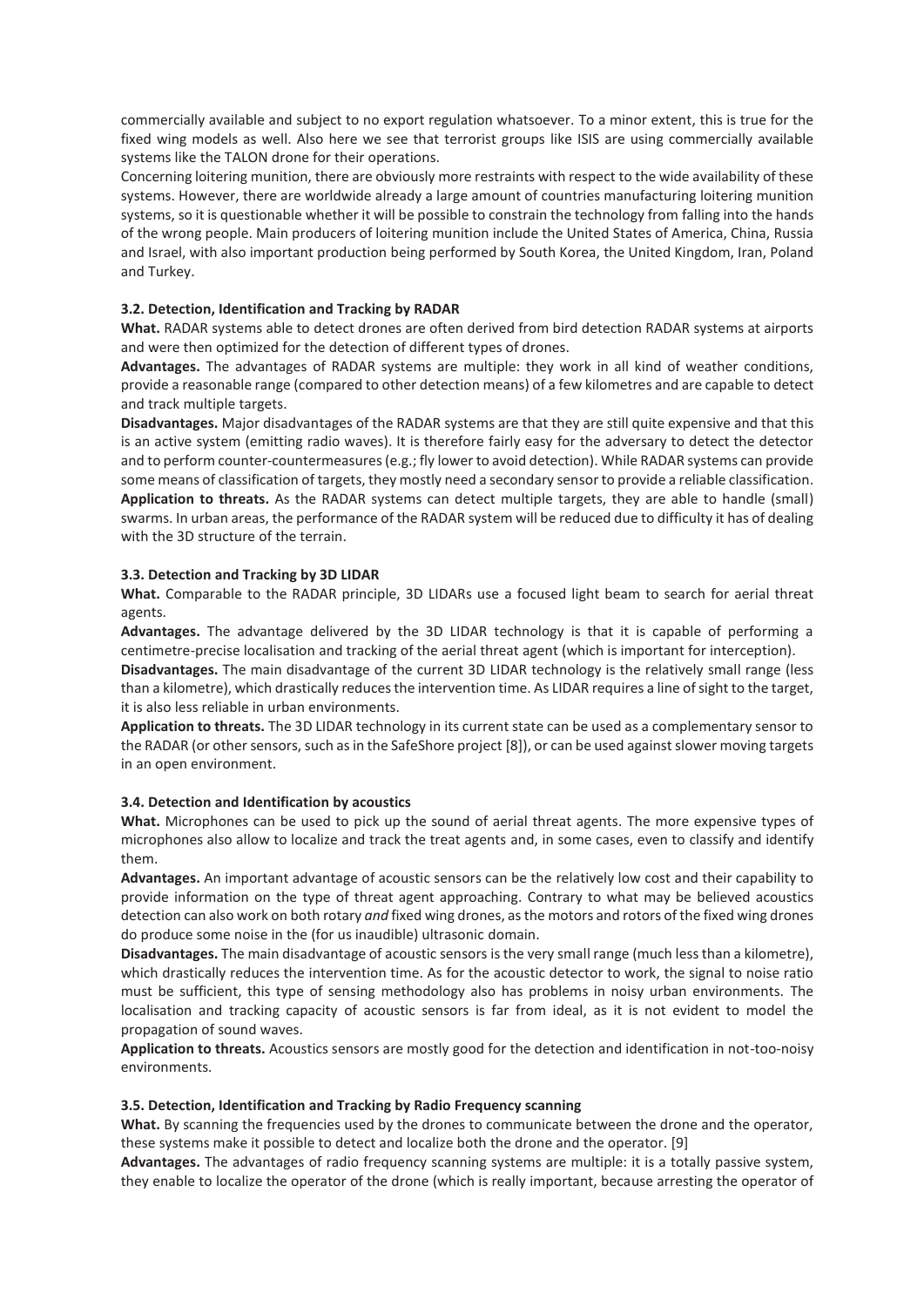commercially available and subject to no export regulation whatsoever. To a minor extent, this is true for the fixed wing models as well. Also here we see that terrorist groups like ISIS are using commercially available systems like the TALON drone for their operations.

Concerning loitering munition, there are obviously more restraints with respect to the wide availability of these systems. However, there are worldwide already a large amount of countries manufacturing loitering munition systems, so it is questionable whether it will be possible to constrain the technology from falling into the hands of the wrong people. Main producers of loitering munition include the United States of America, China, Russia and Israel, with also important production being performed by South Korea, the United Kingdom, Iran, Poland and Turkey.

### 3.2. Detection, Identification and Tracking by RADAR

**What.** RADAR systems able to detect drones are often derived from bird detection RADAR systems at airports and were then optimized for the detection of different types of drones.

**Advantages.** The advantages of RADAR systems are multiple: they work in all kind of weather conditions, provide a reasonable range (compared to other detection means) of a few kilometres and are capable to detect and track multiple targets.

**Disadvantages.** Major disadvantages of the RADAR systems are that they are still quite expensive and that this is an active system (emitting radio waves). It is therefore fairly easy for the adversary to detect the detector and to perform counter-countermeasures (e.g.; fly lower to avoid detection). While RADAR systems can provide some means of classification of targets, they mostly need a secondary sensor to provide a reliable classification.

**Application to threats.** As the RADAR systems can detect multiple targets, they are able to handle (small) swarms. In urban areas, the performance of the RADAR system will be reduced due to difficulty it has of dealing with the 3D structure of the terrain.

### 3.3. Detection and Tracking by 3D LIDAR

**What.** Comparable to the RADAR principle, 3D LIDARs use a focused light beam to search for aerial threat agents.

**Advantages.** The advantage delivered by the 3D LIDAR technology is that it is capable of performing a centimetre-precise localisation and tracking of the aerial threat agent (which is important for interception).

**Disadvantages.** The main disadvantage of the current 3D LIDAR technology is the relatively small range (less than a kilometre), which drastically reduces the intervention time. As LIDAR requires a line of sight to the target, it is also less reliable in urban environments.

**Application to threats.** The 3D LIDAR technology in its current state can be used as a complementary sensor to the RADAR (or other sensors, such as in the SafeShore project [8]), or can be used against slower moving targets in an open environment.

### 3.4. Detection and Identification by acoustics

**What.** Microphones can be used to pick up the sound of aerial threat agents. The more expensive types of microphones also allow to localize and track the treat agents and, in some cases, even to classify and identify them.

**Advantages.** An important advantage of acoustic sensors can be the relatively low cost and their capability to provide information on the type of threat agent approaching. Contrary to what may be believed acoustics detection can also work on both rotary *and* fixed wing drones, as the motors and rotors of the fixed wing drones do produce some noise in the (for us inaudible) ultrasonic domain.

**Disadvantages.** The main disadvantage of acoustic sensors is the very small range (much less than a kilometre), which drastically reduces the intervention time. As for the acoustic detector to work, the signal to noise ratio must be sufficient, this type of sensing methodology also has problems in noisy urban environments. The localisation and tracking capacity of acoustic sensors is far from ideal, as it is not evident to model the propagation of sound waves.

**Application to threats.** Acoustics sensors are mostly good for the detection and identification in not-too-noisy environments.

### 3.5. Detection, Identification and Tracking by Radio Frequency scanning

**What.** By scanning the frequencies used by the drones to communicate between the drone and the operator, these systems make it possible to detect and localize both the drone and the operator. [9]

**Advantages.** The advantages of radio frequency scanning systems are multiple: it is a totally passive system, they enable to localize the operator of the drone (which is really important, because arresting the operator of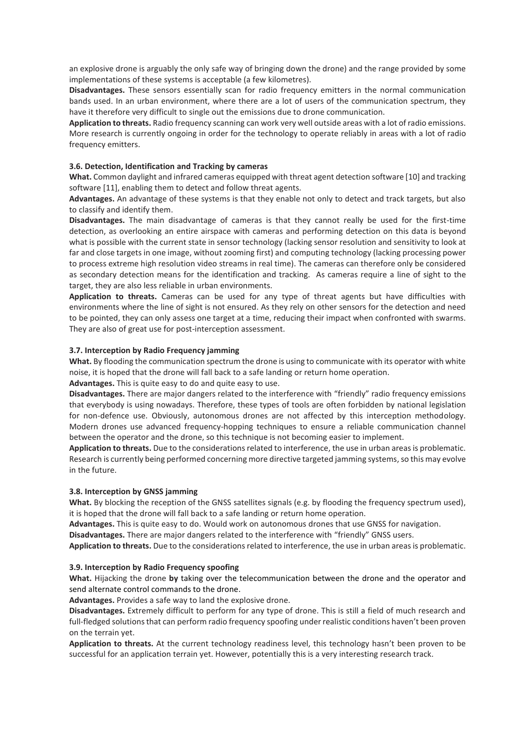an explosive drone is arguably the only safe way of bringing down the drone) and the range provided by some implementations of these systems is acceptable (a few kilometres).

**Disadvantages.** These sensors essentially scan for radio frequency emitters in the normal communication bands used. In an urban environment, where there are a lot of users of the communication spectrum, they have it therefore very difficult to single out the emissions due to drone communication.

**Application to threats.** Radio frequency scanning can work very well outside areas with a lot of radio emissions. More research is currently ongoing in order for the technology to operate reliably in areas with a lot of radio frequency emitters.

#### 3.6. Detection, Identification and Tracking by cameras

**What.** Common daylight and infrared cameras equipped with threat agent detection software [10] and tracking software [11], enabling them to detect and follow threat agents.

**Advantages.** An advantage of these systems is that they enable not only to detect and track targets, but also to classify and identify them.

**Disadvantages.** The main disadvantage of cameras is that they cannot really be used for the first-time detection, as overlooking an entire airspace with cameras and performing detection on this data is beyond what is possible with the current state in sensor technology (lacking sensor resolution and sensitivity to look at far and close targets in one image, without zooming first) and computing technology (lacking processing power to process extreme high resolution video streams in real time). The cameras can therefore only be considered as secondary detection means for the identification and tracking. As cameras require a line of sight to the target, they are also less reliable in urban environments.

**Application to threats.** Cameras can be used for any type of threat agents but have difficulties with environments where the line of sight is not ensured. As they rely on other sensors for the detection and need to be pointed, they can only assess one target at a time, reducing their impact when confronted with swarms. They are also of great use for post-interception assessment.

#### 3.7. Interception by Radio Frequency jamming

**What.** By flooding the communication spectrum the drone is using to communicate with its operator with white noise, it is hoped that the drone will fall back to a safe landing or return home operation.

**Advantages.** This is quite easy to do and quite easy to use.

**Disadvantages.** There are major dangers related to the interference with "friendly" radio frequency emissions that everybody is using nowadays. Therefore, these types of tools are often forbidden by national legislation for non-defence use. Obviously, autonomous drones are not affected by this interception methodology. Modern drones use advanced frequency-hopping techniques to ensure a reliable communication channel between the operator and the drone, so this technique is not becoming easier to implement.

**Application to threats.** Due to the considerations related to interference, the use in urban areas is problematic. Research is currently being performed concerning more directive targeted jamming systems, so this may evolve in the future.

#### 3.8. Interception by GNSS jamming

**What.** By blocking the reception of the GNSS satellites signals (e.g. by flooding the frequency spectrum used), it is hoped that the drone will fall back to a safe landing or return home operation.

**Advantages.** This is quite easy to do. Would work on autonomous drones that use GNSS for navigation.

**Disadvantages.** There are major dangers related to the interference with "friendly" GNSS users.

**Application to threats.** Due to the considerations related to interference, the use in urban areas is problematic.

#### 3.9. Interception by Radio Frequency spoofing

**What.** Hijacking the drone **by** taking over the telecommunication between the drone and the operator and send alternate control commands to the drone.

**Advantages.** Provides a safe way to land the explosive drone.

**Disadvantages.** Extremely difficult to perform for any type of drone. This is still a field of much research and full-fledged solutions that can perform radio frequency spoofing under realistic conditions haven't been proven on the terrain yet.

**Application to threats.** At the current technology readiness level, this technology hasn't been proven to be successful for an application terrain yet. However, potentially this is a very interesting research track.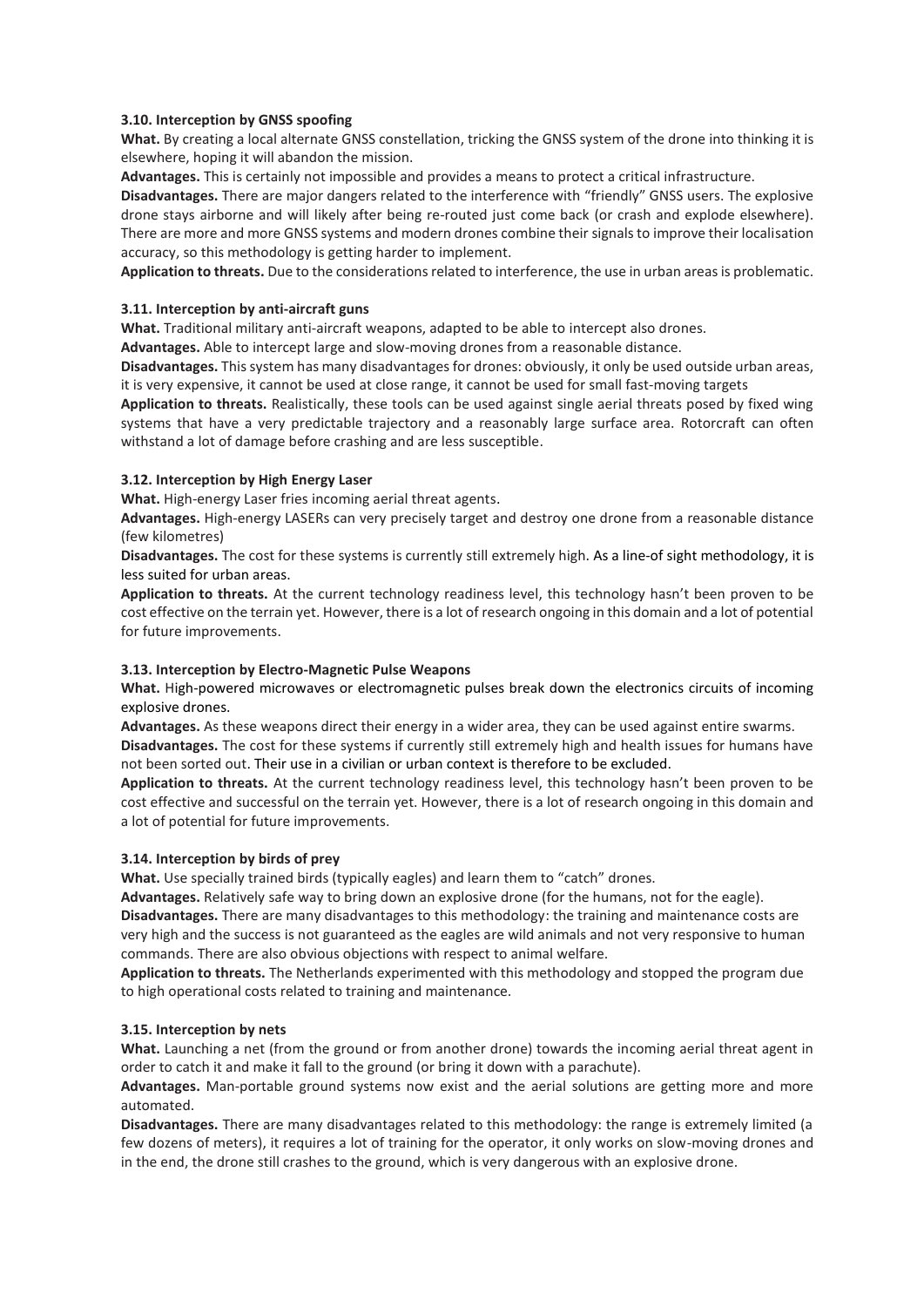#### 3.10. Interception by GNSS spoofing

**What.** By creating a local alternate GNSS constellation, tricking the GNSS system of the drone into thinking it is elsewhere, hoping it will abandon the mission.

**Advantages.** This is certainly not impossible and provides a means to protect a critical infrastructure.

**Disadvantages.** There are major dangers related to the interference with "friendly" GNSS users. The explosive drone stays airborne and will likely after being re-routed just come back (or crash and explode elsewhere). There are more and more GNSS systems and modern drones combine their signals to improve their localisation accuracy, so this methodology is getting harder to implement.

**Application to threats.** Due to the considerations related to interference, the use in urban areas is problematic.

#### 3.11. Interception by anti-aircraft guns

**What.** Traditional military anti-aircraft weapons, adapted to be able to intercept also drones.

**Advantages.** Able to intercept large and slow-moving drones from a reasonable distance.

**Disadvantages.** This system has many disadvantages for drones: obviously, it only be used outside urban areas, it is very expensive, it cannot be used at close range, it cannot be used for small fast-moving targets

**Application to threats.** Realistically, these tools can be used against single aerial threats posed by fixed wing systems that have a very predictable trajectory and a reasonably large surface area. Rotorcraft can often withstand a lot of damage before crashing and are less susceptible.

#### 3.12. Interception by High Energy Laser

**What.** High-energy Laser fries incoming aerial threat agents.

**Advantages.** High-energy LASERs can very precisely target and destroy one drone from a reasonable distance (few kilometres)

**Disadvantages.** The cost for these systems is currently still extremely high. As a line-of sight methodology, it is less suited for urban areas.

**Application to threats.** At the current technology readiness level, this technology hasn't been proven to be cost effective on the terrain yet. However, there is a lot of research ongoing in this domain and a lot of potential for future improvements.

#### 3.13. Interception by Electro-Magnetic Pulse Weapons

**What.** High-powered microwaves or electromagnetic pulses break down the electronics circuits of incoming explosive drones.

**Advantages.** As these weapons direct their energy in a wider area, they can be used against entire swarms.

**Disadvantages.** The cost for these systems if currently still extremely high and health issues for humans have not been sorted out. Their use in a civilian or urban context is therefore to be excluded.

**Application to threats.** At the current technology readiness level, this technology hasn't been proven to be cost effective and successful on the terrain yet. However, there is a lot of research ongoing in this domain and a lot of potential for future improvements.

#### 3.14. Interception by birds of prey

**What.** Use specially trained birds (typically eagles) and learn them to "catch" drones.

**Advantages.** Relatively safe way to bring down an explosive drone (for the humans, not for the eagle).

**Disadvantages.** There are many disadvantages to this methodology: the training and maintenance costs are very high and the success is not guaranteed as the eagles are wild animals and not very responsive to human commands. There are also obvious objections with respect to animal welfare.

**Application to threats.** The Netherlands experimented with this methodology and stopped the program due to high operational costs related to training and maintenance.

#### 3.15. Interception by nets

**What.** Launching a net (from the ground or from another drone) towards the incoming aerial threat agent in order to catch it and make it fall to the ground (or bring it down with a parachute).

**Advantages.** Man-portable ground systems now exist and the aerial solutions are getting more and more automated.

**Disadvantages.** There are many disadvantages related to this methodology: the range is extremely limited (a few dozens of meters), it requires a lot of training for the operator, it only works on slow-moving drones and in the end, the drone still crashes to the ground, which is very dangerous with an explosive drone.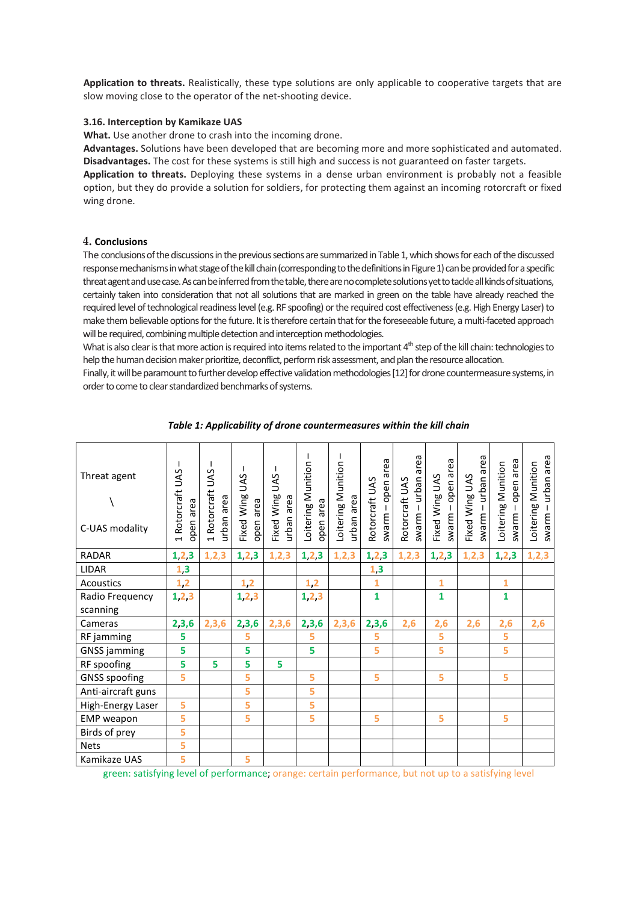**Application to threats.** Realistically, these type solutions are only applicable to cooperative targets that are slow moving close to the operator of the net-shooting device.

### 3.16. Interception by Kamikaze UAS

**What.** Use another drone to crash into the incoming drone.

**Advantages.** Solutions have been developed that are becoming more and more sophisticated and automated.

**Disadvantages.** The cost for these systems is still high and success is not guaranteed on faster targets.

**Application to threats.** Deploying these systems in a dense urban environment is probably not a feasible option, but they do provide a solution for soldiers, for protecting them against an incoming rotorcraft or fixed wing drone.

## 4. Conclusions

The conclusions of the discussions in the previous sections are summarized in Table 1, which shows for each of the discussed response mechanisms in what stage of the kill chain (corresponding to the definitions in Figure 1) can be provided for a specific threat agent and use case. As can be inferred from the table, there are no complete solutions yet to tackle all kinds of situations, certainly taken into consideration that not all solutions that are marked in green on the table have already reached the required level of technological readiness level (e.g. RF spoofing) or the required cost effectiveness (e.g. High Energy Laser) to make them believable options for the future. It is therefore certain that for the foreseeable future, a multi-faceted approach will be required, combining multiple detection and interception methodologies.

What is also clear is that more action is required into items related to the important 4[th] step of the kill chain: technologies to help the human decision maker prioritize, deconflict, perform risk assessment, and plan the resource allocation.

Finally, it will be paramount to further develop effective validation methodologies [12] for drone countermeasure systems, in order to come to clear standardized benchmarks of systems.

*Table 1: Applicability of drone countermeasures within the kill chain*

| Threat agent \ C-UAS modality | 1 Rotorcraft UAS – open area | 1 Rotorcraft UAS – urban area | Fixed Wing UAS – open area | Fixed Wing UAS – urban area | Loitering Munition – open area | Loitering Munition – urban area | Rotorcraft UAS swarm – open area | Rotorcraft UAS swarm – urban area | Fixed Wing UAS swarm – open area | Fixed Wing UAS swarm – urban area | Loitering Munition swarm – open area | Loitering Munition swarm – urban area |
|---|---|---|---|---|---|---|---|---|---|---|---|---|
| RADAR | 1,2,3 | 1,2,3 | 1,2,3 | 1,2,3 | 1,2,3 | 1,2,3 | 1,2,3 | 1,2,3 | 1,2,3 | 1,2,3 | 1,2,3 | 1,2,3 |
| LIDAR | 1,3 | | | | | | 1,3 | | | | | |
| Acoustics | 1,2 | | 1,2 | | 1,2 | | 1 | | 1 | | 1 | |
| Radio Frequency scanning | 1,2,3 | | 1,2,3 | | 1,2,3 | | 1 | | 1 | | 1 | |
| Cameras | 2,3,6 | 2,3,6 | 2,3,6 | 2,3,6 | 2,3,6 | 2,3,6 | 2,3,6 | 2,6 | 2,6 | 2,6 | 2,6 | 2,6 |
| RF jamming | 5 | | 5 | | 5 | | 5 | | 5 | | 5 | |
| GNSS jamming | 5 | | 5 | | 5 | | 5 | | 5 | | 5 | |
| RF spoofing | 5 | 5 | 5 | 5 | | | | | | | | |
| GNSS spoofing | 5 | | 5 | | 5 | | 5 | | 5 | | 5 | |
| Anti-aircraft guns | | | 5 | | 5 | | | | | | | |
| High-Energy Laser | 5 | | 5 | | 5 | | | | | | | |
| EMP weapon | 5 | | 5 | | 5 | | 5 | | 5 | | 5 | |
| Birds of prey | 5 | | | | | | | | | | | |
| Nets | 5 | | | | | | | | | | | |
| Kamikaze UAS | 5 | | 5 | | | | | | | | | |

green: satisfying level of performance; orange: certain performance, but not up to a satisfying level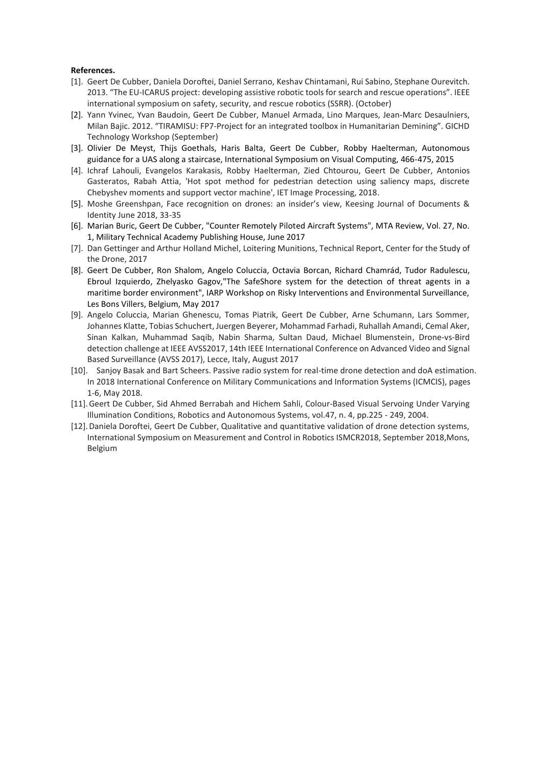**References.**

[1]. Geert De Cubber, Daniela Doroftei, Daniel Serrano, Keshav Chintamani, Rui Sabino, Stephane Ourevitch. 2013. “The EU-ICARUS project: developing assistive robotic tools for search and rescue operations”. IEEE international symposium on safety, security, and rescue robotics (SSRR). (October)

[2]. Yann Yvinec, Yvan Baudoin, Geert De Cubber, Manuel Armada, Lino Marques, Jean-Marc Desaulniers, Milan Bajic. 2012. “TIRAMISU: FP7-Project for an integrated toolbox in Humanitarian Demining”. GICHD Technology Workshop (September)

[3]. Olivier De Meyst, Thijs Goethals, Haris Balta, Geert De Cubber, Robby Haelterman, Autonomous guidance for a UAS along a staircase, International Symposium on Visual Computing, 466-475, 2015

[4]. Ichraf Lahouli, Evangelos Karakasis, Robby Haelterman, Zied Chtourou, Geert De Cubber, Antonios Gasteratos, Rabah Attia, 'Hot spot method for pedestrian detection using saliency maps, discrete Chebyshev moments and support vector machine', IET Image Processing, 2018.

[5]. Moshe Greenshpan, Face recognition on drones: an insider’s view, Keesing Journal of Documents & Identity June 2018, 33-35

[6]. Marian Buric, Geert De Cubber, "Counter Remotely Piloted Aircraft Systems", MTA Review, Vol. 27, No. 1, Military Technical Academy Publishing House, June 2017

[7]. Dan Gettinger and Arthur Holland Michel, Loitering Munitions, Technical Report, Center for the Study of the Drone, 2017

[8]. Geert De Cubber, Ron Shalom, Angelo Coluccia, Octavia Borcan, Richard Chamrád, Tudor Radulescu, Ebroul Izquierdo, Zhelyasko Gagov,"The SafeShore system for the detection of threat agents in a maritime border environment", IARP Workshop on Risky Interventions and Environmental Surveillance, Les Bons Villers, Belgium, May 2017

[9]. Angelo Coluccia, Marian Ghenescu, Tomas Piatrik, Geert De Cubber, Arne Schumann, Lars Sommer, Johannes Klatte, Tobias Schuchert, Juergen Beyerer, Mohammad Farhadi, Ruhallah Amandi, Cemal Aker, Sinan Kalkan, Muhammad Saqib, Nabin Sharma, Sultan Daud, Michael Blumenstein, Drone-vs-Bird detection challenge at IEEE AVSS2017, 14th IEEE International Conference on Advanced Video and Signal Based Surveillance (AVSS 2017), Lecce, Italy, August 2017

[10]. Sanjoy Basak and Bart Scheers. Passive radio system for real-time drone detection and doA estimation. In 2018 International Conference on Military Communications and Information Systems (ICMCIS), pages 1-6, May 2018.

[11]. Geert De Cubber, Sid Ahmed Berrabah and Hichem Sahli, Colour-Based Visual Servoing Under Varying Illumination Conditions, Robotics and Autonomous Systems, vol.47, n. 4, pp.225 - 249, 2004.

[12]. Daniela Doroftei, Geert De Cubber, Qualitative and quantitative validation of drone detection systems, International Symposium on Measurement and Control in Robotics ISMCR2018, September 2018,Mons, Belgium